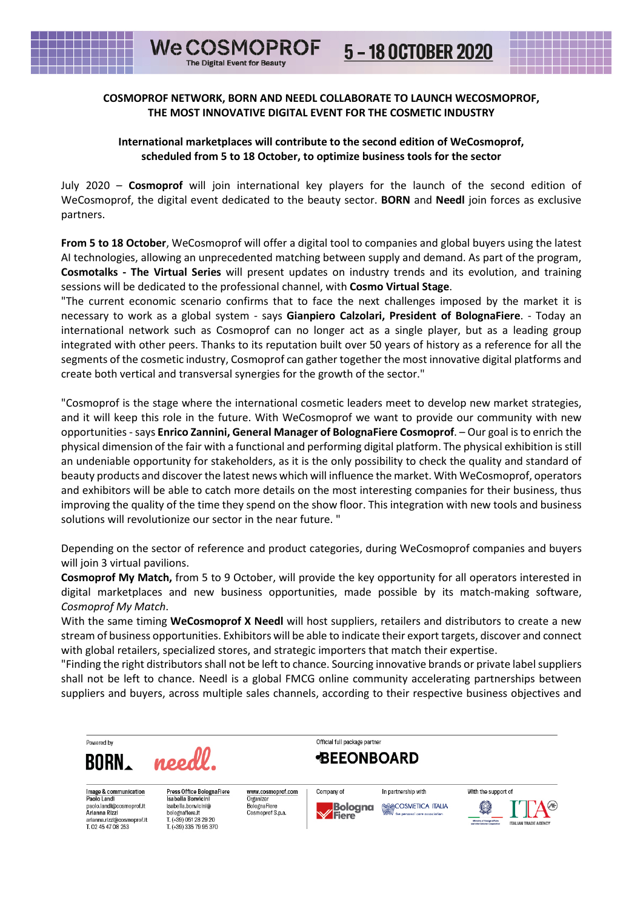# COSMOPROF NETWORK, BORN AND NEEDL COLLABORATE TO LAUNCH WECOSMOPROF, THE MOST INNOVATIVE DIGITAL EVENT FOR THE COSMETIC INDUSTRY

## International marketplaces will contribute to the second edition of WeCosmoprof, scheduled from 5 to 18 October, to optimize business tools for the sector

July 2020 – **Cosmoprof** will join international key players for the launch of the second edition of WeCosmoprof, the digital event dedicated to the beauty sector. **BORN** and **Needl** join forces as exclusive partners.

**From 5 to 18 October**, WeCosmoprof will offer a digital tool to companies and global buyers using the latest AI technologies, allowing an unprecedented matching between supply and demand. As part of the program, **Cosmotalks - The Virtual Series** will present updates on industry trends and its evolution, and training sessions will be dedicated to the professional channel, with **Cosmo Virtual Stage**.

"The current economic scenario confirms that to face the next challenges imposed by the market it is necessary to work as a global system - says **Gianpiero Calzolari, President of BolognaFiere**. - Today an international network such as Cosmoprof can no longer act as a single player, but as a leading group integrated with other peers. Thanks to its reputation built over 50 years of history as a reference for all the segments of the cosmetic industry, Cosmoprof can gather together the most innovative digital platforms and create both vertical and transversal synergies for the growth of the sector."

"Cosmoprof is the stage where the international cosmetic leaders meet to develop new market strategies, and it will keep this role in the future. With WeCosmoprof we want to provide our community with new opportunities - says **Enrico Zannini, General Manager of BolognaFiere Cosmoprof**. – Our goal is to enrich the physical dimension of the fair with a functional and performing digital platform. The physical exhibition is still an undeniable opportunity for stakeholders, as it is the only possibility to check the quality and standard of beauty products and discover the latest news which will influence the market. With WeCosmoprof, operators and exhibitors will be able to catch more details on the most interesting companies for their business, thus improving the quality of the time they spend on the show floor. This integration with new tools and business solutions will revolutionize our sector in the near future. "

Depending on the sector of reference and product categories, during WeCosmoprof companies and buyers will join 3 virtual pavilions.

**Cosmoprof My Match,** from 5 to 9 October, will provide the key opportunity for all operators interested in digital marketplaces and new business opportunities, made possible by its match-making software, *Cosmoprof My Match*.

With the same timing **WeCosmoprof X Needl** will host suppliers, retailers and distributors to create a new stream of business opportunities. Exhibitors will be able to indicate their export targets, discover and connect with global retailers, specialized stores, and strategic importers that match their expertise.

"Finding the right distributors shall not be left to chance. Sourcing innovative brands or private label suppliers shall not be left to chance. Needl is a global FMCG online community accelerating partnerships between suppliers and buyers, across multiple sales channels, according to their respective business objectives and

Powered by BORN needl.

Official full package partner BEEONBOARD

**Image & communication**
Paolo Landi
paolo.landi@cosmoprof.it
Arianna Rizzi
arianna.rizzi@cosmoprof.it
T. 02 45 47 08 253

**Press Office BolognaFiere**
Isabella Bonvicini
isabella.bonvicini@bolognafiere.it
T. (+39) 051 28 29 20
T. (+39) 335 79 95 370

**www.cosmoprof.com**
Organizer
BolognaFiere
Cosmoprof S.p.a.

Company of BolognaFiere

In partnership with COSMETICA ITALIA

With the support of ITA ITALIAN TRADE AGENCY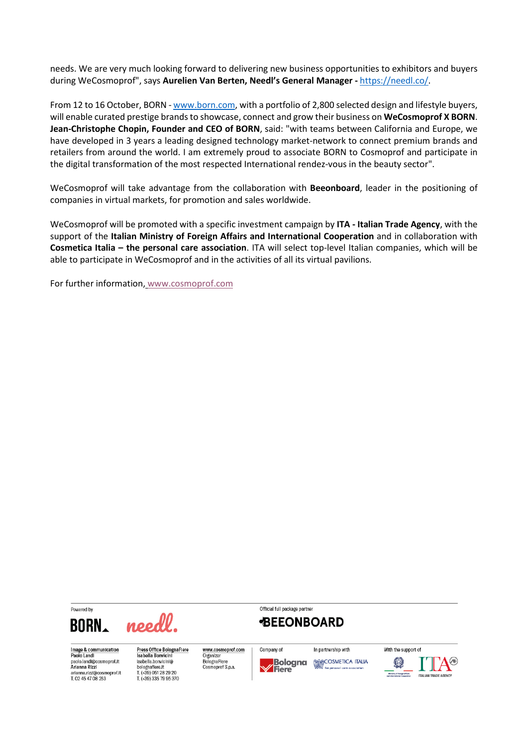needs. We are very much looking forward to delivering new business opportunities to exhibitors and buyers during WeCosmoprof", says **Aurelien Van Berten, Needl's General Manager -** https://needl.co/.

From 12 to 16 October, BORN - www.born.com, with a portfolio of 2,800 selected design and lifestyle buyers, will enable curated prestige brands to showcase, connect and grow their business on **WeCosmoprof X BORN**. **Jean-Christophe Chopin, Founder and CEO of BORN**, said: "with teams between California and Europe, we have developed in 3 years a leading designed technology market-network to connect premium brands and retailers from around the world. I am extremely proud to associate BORN to Cosmoprof and participate in the digital transformation of the most respected International rendez-vous in the beauty sector".

WeCosmoprof will take advantage from the collaboration with **Beeonboard**, leader in the positioning of companies in virtual markets, for promotion and sales worldwide.

WeCosmoprof will be promoted with a specific investment campaign by **ITA - Italian Trade Agency**, with the support of the **Italian Ministry of Foreign Affairs and International Cooperation** and in collaboration with **Cosmetica Italia – the personal care association**. ITA will select top-level Italian companies, which will be able to participate in WeCosmoprof and in the activities of all its virtual pavilions.

For further information, www.cosmoprof.com

Powered by

BORN needl.

Official full package partner

BEEONBOARD

**Image & communication**
Paolo Landi
paolo.landi@cosmoprof.it
Arianna Rizzi
arianna.rizzi@cosmoprof.it
T. 02 45 47 08 253

**Press Office BolognaFiere**
Isabella Bonvicini
isabella.bonvicini@bolognafiere.it
T. (+39) 051 28 29 20
T. (+39) 335 79 95 370

**www.cosmoprof.com**
Organizer
BolognaFiere Cosmoprof S.p.a.

Company of

Bologna Fiere

In partnership with

COSMETICA ITALIA the personal care association

With the support of

ITA ITALIAN TRADE AGENCY